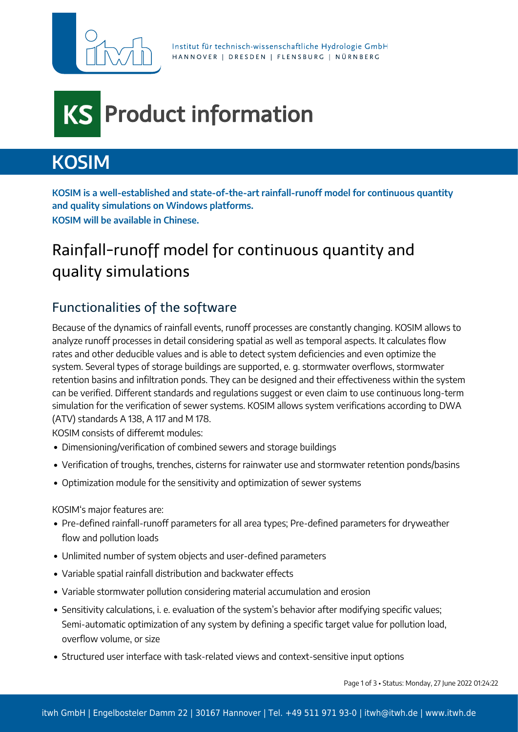# KS Product information

## KOSIM

**KOSIM is a well-established and state-of-the-art rainfall-runoff model for continuous quantity and quality simulations on Windows platforms.**
**KOSIM will be available in Chinese.**

## Rainfall-runoff model for continuous quantity and quality simulations

### Functionalities of the software

Because of the dynamics of rainfall events, runoff processes are constantly changing. KOSIM allows to analyze runoff processes in detail considering spatial as well as temporal aspects. It calculates flow rates and other deducible values and is able to detect system deficiencies and even optimize the system. Several types of storage buildings are supported, e. g. stormwater overflows, stormwater retention basins and infiltration ponds. They can be designed and their effectiveness within the system can be verified. Different standards and regulations suggest or even claim to use continuous long-term simulation for the verification of sewer systems. KOSIM allows system verifications according to DWA (ATV) standards A 138, A 117 and M 178.

KOSIM consists of differemt modules:

- Dimensioning/verification of combined sewers and storage buildings
- Verification of troughs, trenches, cisterns for rainwater use and stormwater retention ponds/basins
- Optimization module for the sensitivity and optimization of sewer systems

KOSIM's major features are:

- Pre-defined rainfall-runoff parameters for all area types; Pre-defined parameters for dryweather flow and pollution loads
- Unlimited number of system objects and user-defined parameters
- Variable spatial rainfall distribution and backwater effects
- Variable stormwater pollution considering material accumulation and erosion
- Sensitivity calculations, i. e. evaluation of the system's behavior after modifying specific values; Semi-automatic optimization of any system by defining a specific target value for pollution load, overflow volume, or size
- Structured user interface with task-related views and context-sensitive input options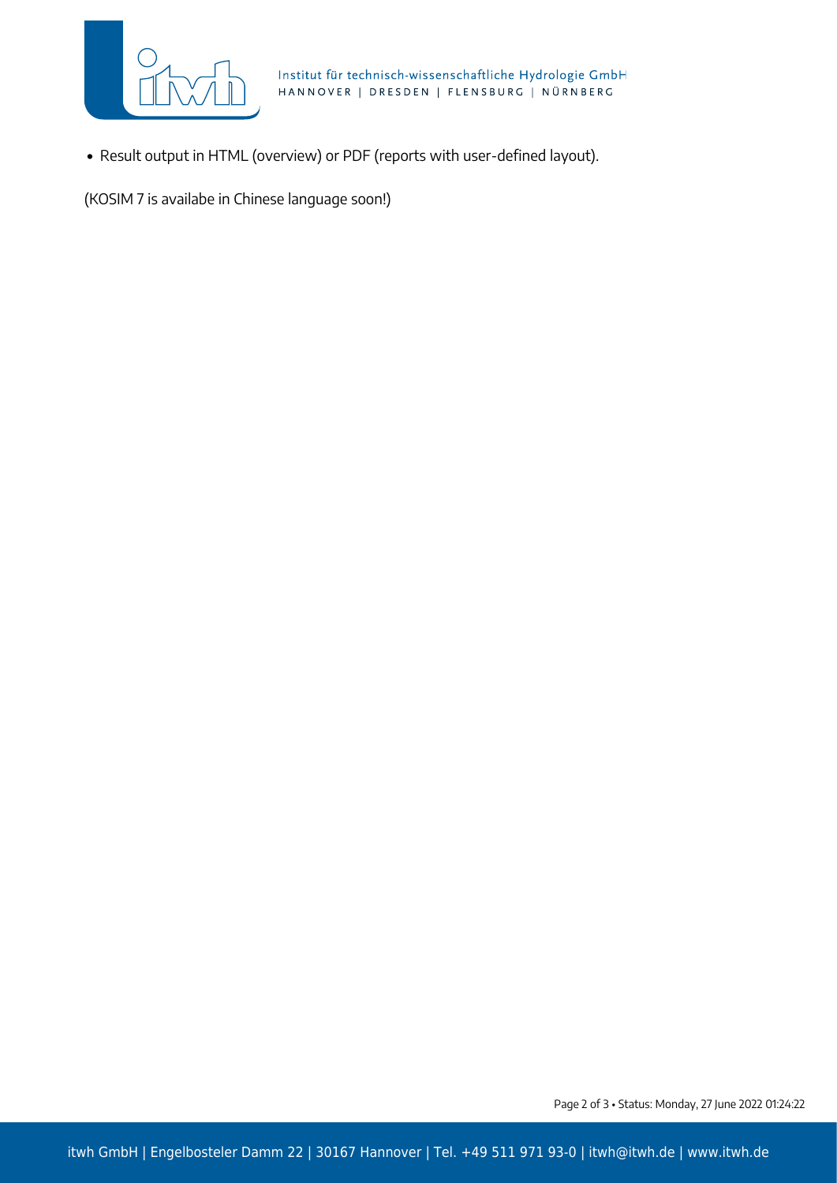- Result output in HTML (overview) or PDF (reports with user-defined layout).

(KOSIM 7 is availabe in Chinese language soon!)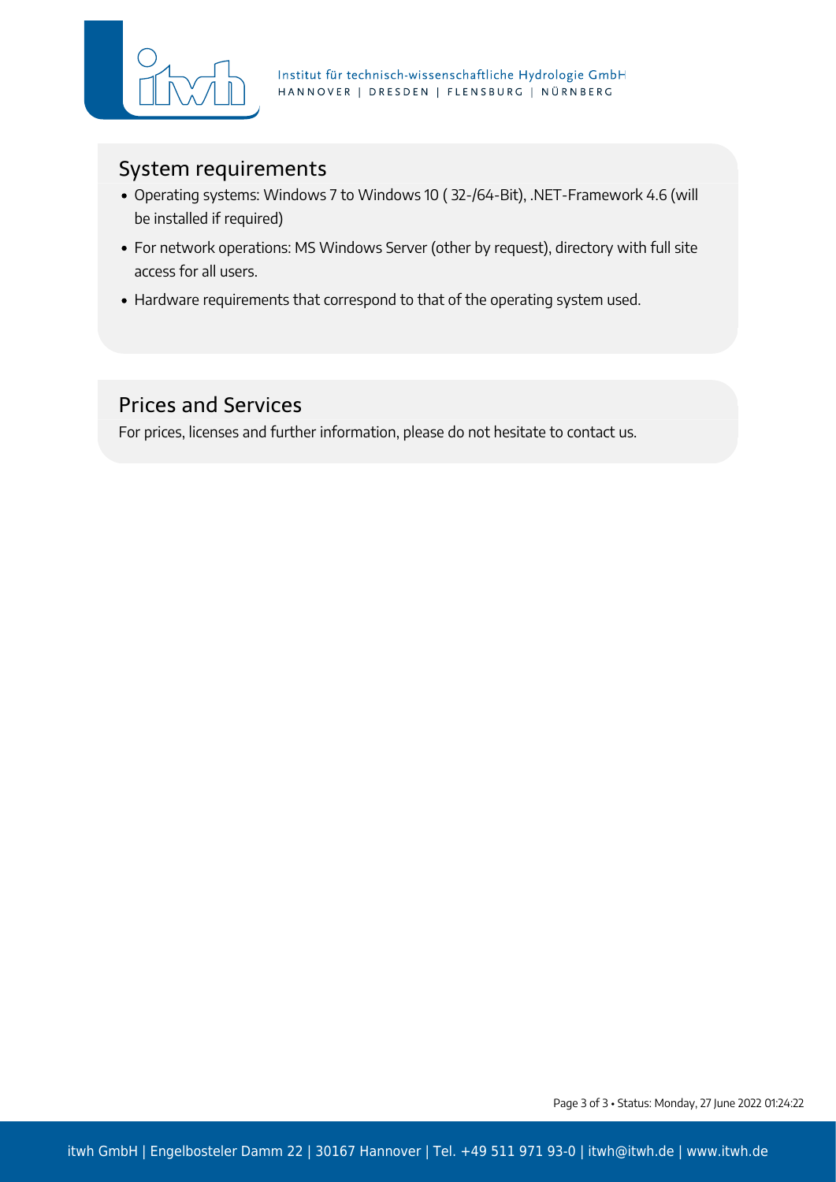## System requirements

- Operating systems: Windows 7 to Windows 10 ( 32-/64-Bit), .NET-Framework 4.6 (will be installed if required)
- For network operations: MS Windows Server (other by request), directory with full site access for all users.
- Hardware requirements that correspond to that of the operating system used.

## Prices and Services

For prices, licenses and further information, please do not hesitate to contact us.